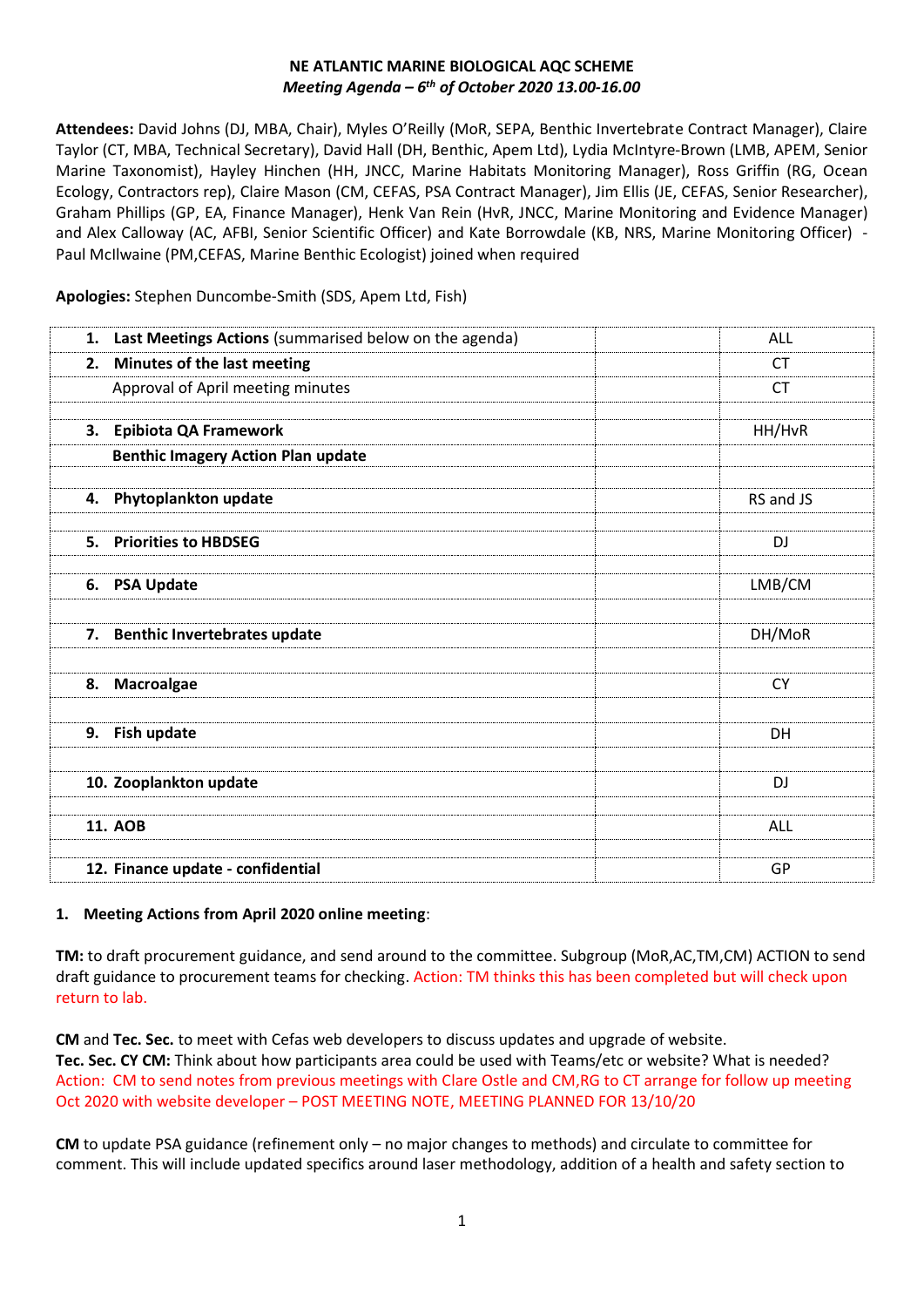**NE ATLANTIC MARINE BIOLOGICAL AQC SCHEME**
***Meeting Agenda – 6th of October 2020 13.00-16.00***

**Attendees:** David Johns (DJ, MBA, Chair), Myles O'Reilly (MoR, SEPA, Benthic Invertebrate Contract Manager), Claire Taylor (CT, MBA, Technical Secretary), David Hall (DH, Benthic, Apem Ltd), Lydia McIntyre-Brown (LMB, APEM, Senior Marine Taxonomist), Hayley Hinchen (HH, JNCC, Marine Habitats Monitoring Manager), Ross Griffin (RG, Ocean Ecology, Contractors rep), Claire Mason (CM, CEFAS, PSA Contract Manager), Jim Ellis (JE, CEFAS, Senior Researcher), Graham Phillips (GP, EA, Finance Manager), Henk Van Rein (HvR, JNCC, Marine Monitoring and Evidence Manager) and Alex Calloway (AC, AFBI, Senior Scientific Officer) and Kate Borrowdale (KB, NRS, Marine Monitoring Officer) - Paul McIlwaine (PM,CEFAS, Marine Benthic Ecologist) joined when required

**Apologies:** Stephen Duncombe-Smith (SDS, Apem Ltd, Fish)

| | | |
|---|---|---|
| **1. Last Meetings Actions** (summarised below on the agenda) | | ALL |
| **2. Minutes of the last meeting** | | CT |
| Approval of April meeting minutes | | CT |
| | | |
| **3. Epibiota QA Framework** | | HH/HvR |
| **Benthic Imagery Action Plan update** | | |
| | | |
| **4. Phytoplankton update** | | RS and JS |
| | | |
| **5. Priorities to HBDSEG** | | DJ |
| | | |
| **6. PSA Update** | | LMB/CM |
| | | |
| **7. Benthic Invertebrates update** | | DH/MoR |
| | | |
| **8. Macroalgae** | | CY |
| | | |
| **9. Fish update** | | DH |
| | | |
| **10. Zooplankton update** | | DJ |
| | | |
| **11. AOB** | | ALL |
| | | |
| **12. Finance update - confidential** | | GP |

**1. Meeting Actions from April 2020 online meeting**:

**TM:** to draft procurement guidance, and send around to the committee. Subgroup (MoR,AC,TM,CM) ACTION to send draft guidance to procurement teams for checking. Action: TM thinks this has been completed but will check upon return to lab.

**CM** and **Tec. Sec.** to meet with Cefas web developers to discuss updates and upgrade of website.
**Tec. Sec. CY CM:** Think about how participants area could be used with Teams/etc or website? What is needed? Action: CM to send notes from previous meetings with Clare Ostle and CM,RG to CT arrange for follow up meeting Oct 2020 with website developer – POST MEETING NOTE, MEETING PLANNED FOR 13/10/20

**CM** to update PSA guidance (refinement only – no major changes to methods) and circulate to committee for comment. This will include updated specifics around laser methodology, addition of a health and safety section to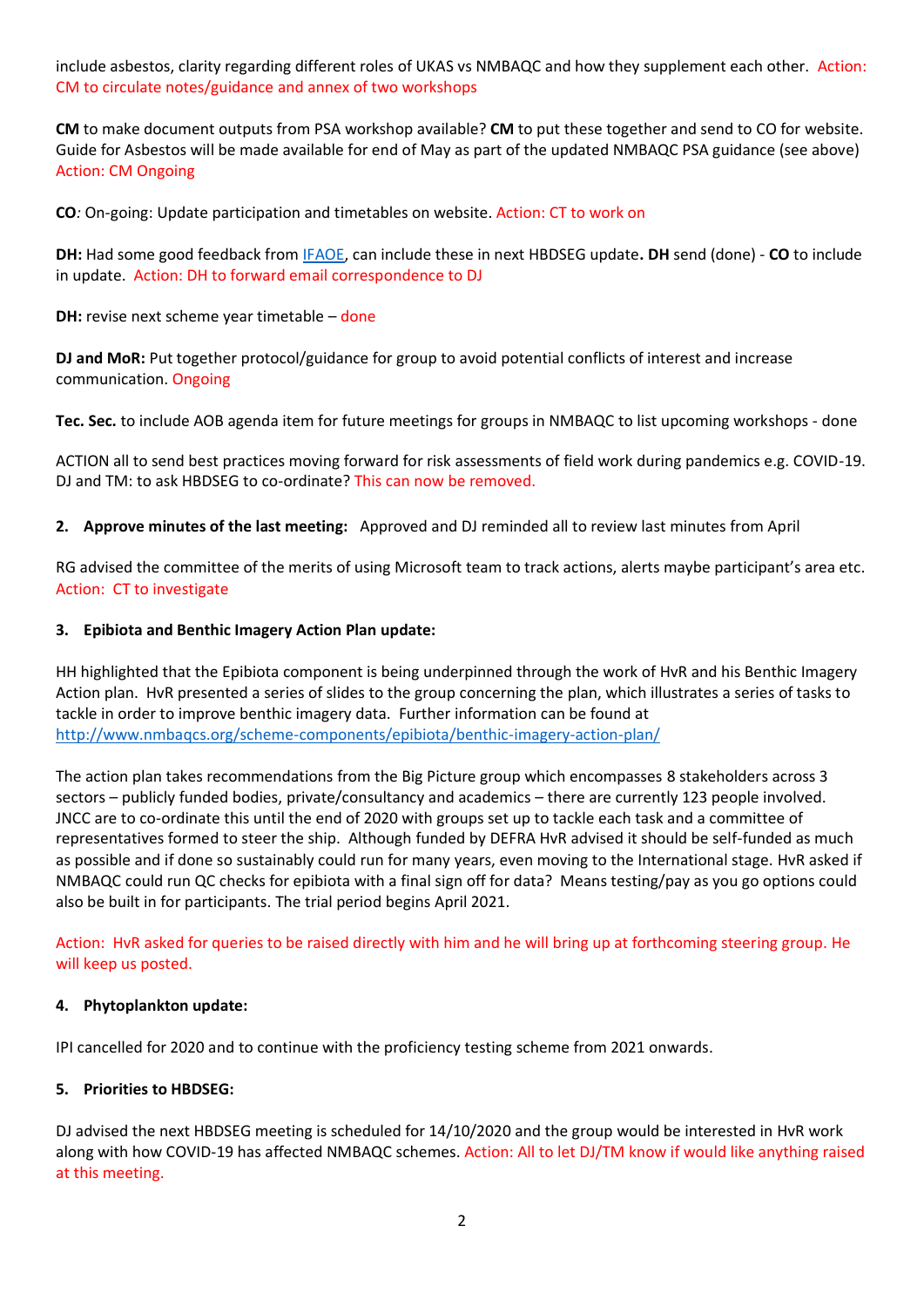include asbestos, clarity regarding different roles of UKAS vs NMBAQC and how they supplement each other. Action: CM to circulate notes/guidance and annex of two workshops

**CM** to make document outputs from PSA workshop available? **CM** to put these together and send to CO for website. Guide for Asbestos will be made available for end of May as part of the updated NMBAQC PSA guidance (see above) Action: CM Ongoing

**CO***:* On-going: Update participation and timetables on website. Action: CT to work on

**DH:** Had some good feedback from IFAOE, can include these in next HBDSEG update**. DH** send (done) - **CO** to include in update. Action: DH to forward email correspondence to DJ

**DH:** revise next scheme year timetable – done

**DJ and MoR:** Put together protocol/guidance for group to avoid potential conflicts of interest and increase communication. Ongoing

**Tec. Sec.** to include AOB agenda item for future meetings for groups in NMBAQC to list upcoming workshops - done

ACTION all to send best practices moving forward for risk assessments of field work during pandemics e.g. COVID-19. DJ and TM: to ask HBDSEG to co-ordinate? This can now be removed.

**2. Approve minutes of the last meeting:** Approved and DJ reminded all to review last minutes from April

RG advised the committee of the merits of using Microsoft team to track actions, alerts maybe participant's area etc. Action: CT to investigate

**3. Epibiota and Benthic Imagery Action Plan update:**

HH highlighted that the Epibiota component is being underpinned through the work of HvR and his Benthic Imagery Action plan. HvR presented a series of slides to the group concerning the plan, which illustrates a series of tasks to tackle in order to improve benthic imagery data. Further information can be found at http://www.nmbaqcs.org/scheme-components/epibiota/benthic-imagery-action-plan/

The action plan takes recommendations from the Big Picture group which encompasses 8 stakeholders across 3 sectors – publicly funded bodies, private/consultancy and academics – there are currently 123 people involved. JNCC are to co-ordinate this until the end of 2020 with groups set up to tackle each task and a committee of representatives formed to steer the ship. Although funded by DEFRA HvR advised it should be self-funded as much as possible and if done so sustainably could run for many years, even moving to the International stage. HvR asked if NMBAQC could run QC checks for epibiota with a final sign off for data? Means testing/pay as you go options could also be built in for participants. The trial period begins April 2021.

Action: HvR asked for queries to be raised directly with him and he will bring up at forthcoming steering group. He will keep us posted.

**4. Phytoplankton update:**

IPI cancelled for 2020 and to continue with the proficiency testing scheme from 2021 onwards.

**5. Priorities to HBDSEG:**

DJ advised the next HBDSEG meeting is scheduled for 14/10/2020 and the group would be interested in HvR work along with how COVID-19 has affected NMBAQC schemes. Action: All to let DJ/TM know if would like anything raised at this meeting.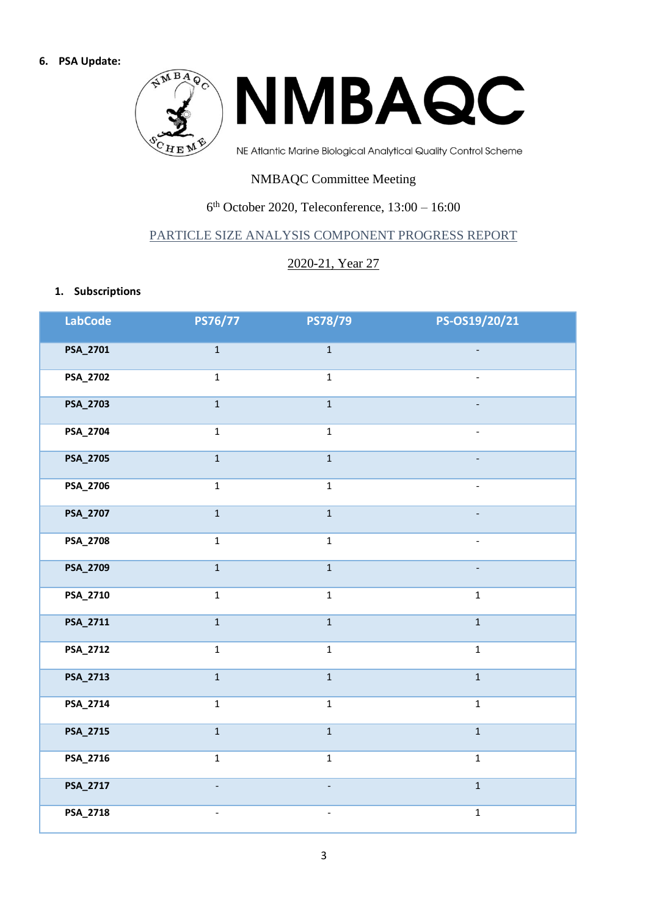**6. PSA Update:**

# NMBAQC

NE Atlantic Marine Biological Analytical Quality Control Scheme

NMBAQC Committee Meeting

6th October 2020, Teleconference, 13:00 – 16:00

## PARTICLE SIZE ANALYSIS COMPONENT PROGRESS REPORT

2020-21, Year 27

### 1. Subscriptions

| LabCode | PS76/77 | PS78/79 | PS-OS19/20/21 |
|---|---|---|---|
| **PSA_2701** | 1 | 1 | - |
| **PSA_2702** | 1 | 1 | - |
| **PSA_2703** | 1 | 1 | - |
| **PSA_2704** | 1 | 1 | - |
| **PSA_2705** | 1 | 1 | - |
| **PSA_2706** | 1 | 1 | - |
| **PSA_2707** | 1 | 1 | - |
| **PSA_2708** | 1 | 1 | - |
| **PSA_2709** | 1 | 1 | - |
| **PSA_2710** | 1 | 1 | 1 |
| **PSA_2711** | 1 | 1 | 1 |
| **PSA_2712** | 1 | 1 | 1 |
| **PSA_2713** | 1 | 1 | 1 |
| **PSA_2714** | 1 | 1 | 1 |
| **PSA_2715** | 1 | 1 | 1 |
| **PSA_2716** | 1 | 1 | 1 |
| **PSA_2717** | - | - | 1 |
| **PSA_2718** | - | - | 1 |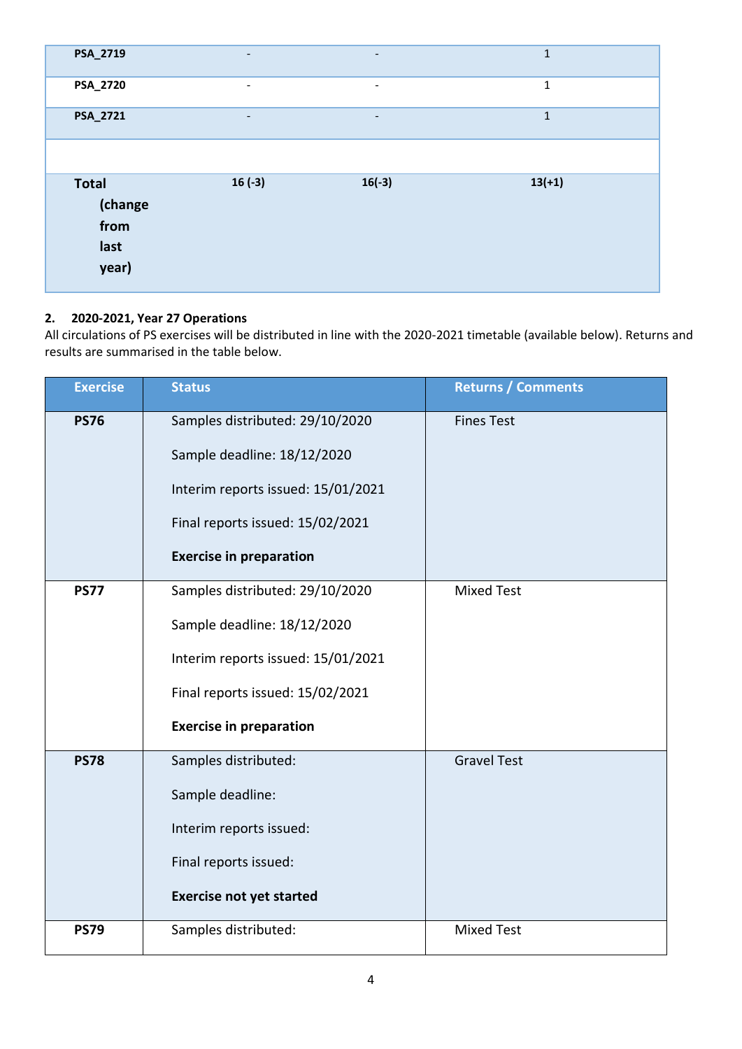| | | | |
|---|---|---|---|
| **PSA_2719** | - | - | 1 |
| **PSA_2720** | - | - | 1 |
| **PSA_2721** | - | - | 1 |
| | | | |
| **Total (change from last year)** | **16 (-3)** | **16(-3)** | **13(+1)** |

**2. 2020-2021, Year 27 Operations**

All circulations of PS exercises will be distributed in line with the 2020-2021 timetable (available below). Returns and results are summarised in the table below.

| Exercise | Status | Returns / Comments |
|---|---|---|
| **PS76** | Samples distributed: 29/10/2020<br><br>Sample deadline: 18/12/2020<br><br>Interim reports issued: 15/01/2021<br><br>Final reports issued: 15/02/2021<br><br>**Exercise in preparation** | Fines Test |
| **PS77** | Samples distributed: 29/10/2020<br><br>Sample deadline: 18/12/2020<br><br>Interim reports issued: 15/01/2021<br><br>Final reports issued: 15/02/2021<br><br>**Exercise in preparation** | Mixed Test |
| **PS78** | Samples distributed:<br><br>Sample deadline:<br><br>Interim reports issued:<br><br>Final reports issued:<br><br>**Exercise not yet started** | Gravel Test |
| **PS79** | Samples distributed: | Mixed Test |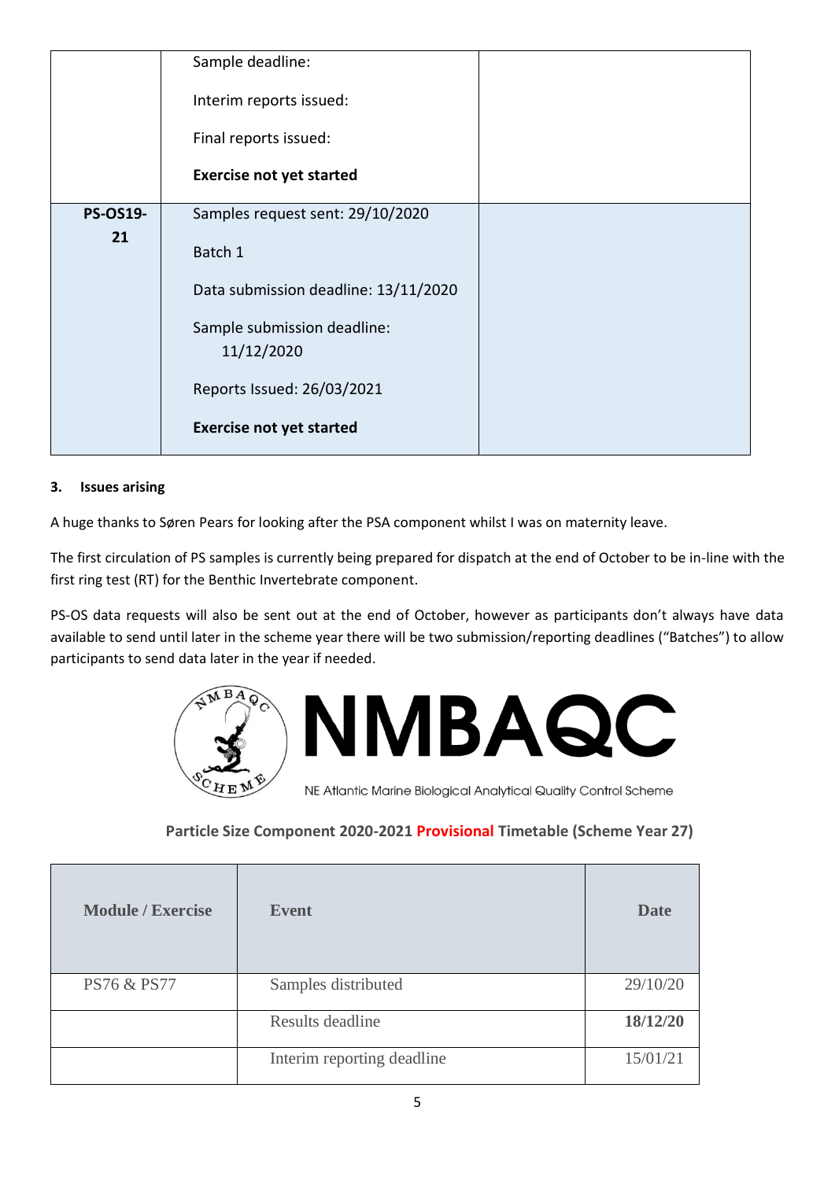| | | |
|---|---|---|
| | Sample deadline:<br><br>Interim reports issued:<br><br>Final reports issued:<br><br>**Exercise not yet started** | |
| **PS-OS19-21** | Samples request sent: 29/10/2020<br><br>Batch 1<br><br>Data submission deadline: 13/11/2020<br><br>Sample submission deadline: 11/12/2020<br><br>Reports Issued: 26/03/2021<br><br>**Exercise not yet started** | |

### 3. Issues arising

A huge thanks to Søren Pears for looking after the PSA component whilst I was on maternity leave.

The first circulation of PS samples is currently being prepared for dispatch at the end of October to be in-line with the first ring test (RT) for the Benthic Invertebrate component.

PS-OS data requests will also be sent out at the end of October, however as participants don't always have data available to send until later in the scheme year there will be two submission/reporting deadlines ("Batches") to allow participants to send data later in the year if needed.

NMBAQC

NE Atlantic Marine Biological Analytical Quality Control Scheme

**Particle Size Component 2020-2021 Provisional Timetable (Scheme Year 27)**

| Module / Exercise | Event | Date |
|---|---|---|
| PS76 & PS77 | Samples distributed | 29/10/20 |
| | Results deadline | **18/12/20** |
| | Interim reporting deadline | 15/01/21 |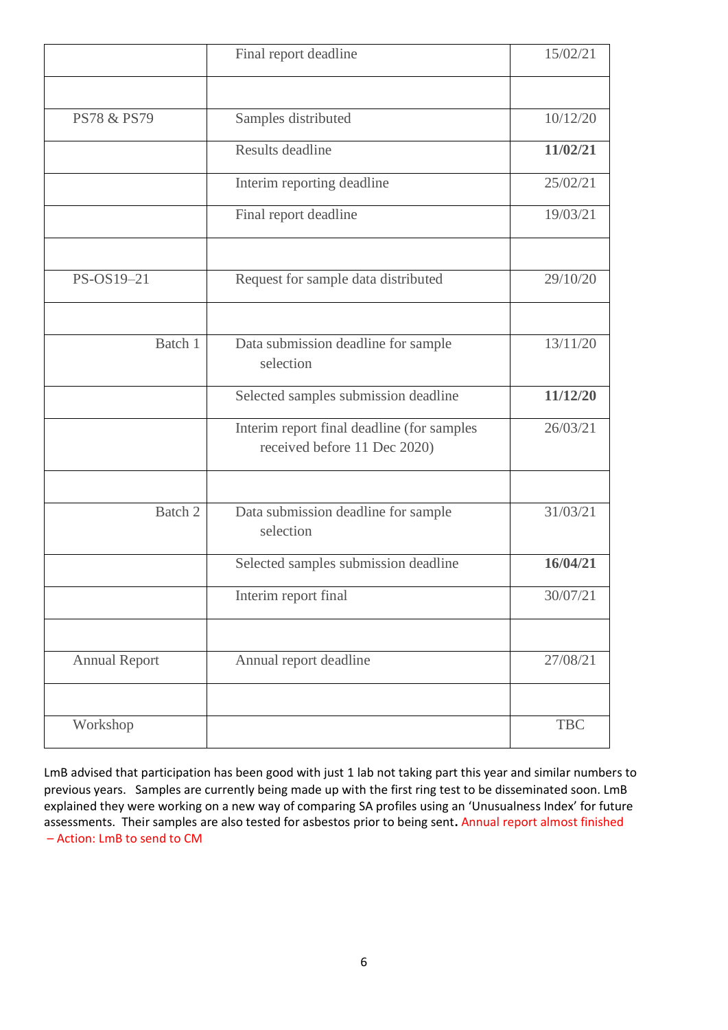| | | |
|---|---|---|
| | Final report deadline | 15/02/21 |
| | | |
| PS78 & PS79 | Samples distributed | 10/12/20 |
| | Results deadline | **11/02/21** |
| | Interim reporting deadline | 25/02/21 |
| | Final report deadline | 19/03/21 |
| | | |
| PS-OS19–21 | Request for sample data distributed | 29/10/20 |
| | | |
| Batch 1 | Data submission deadline for sample selection | 13/11/20 |
| | Selected samples submission deadline | **11/12/20** |
| | Interim report final deadline (for samples received before 11 Dec 2020) | 26/03/21 |
| | | |
| Batch 2 | Data submission deadline for sample selection | 31/03/21 |
| | Selected samples submission deadline | **16/04/21** |
| | Interim report final | 30/07/21 |
| | | |
| Annual Report | Annual report deadline | 27/08/21 |
| | | |
| Workshop | | TBC |

LmB advised that participation has been good with just 1 lab not taking part this year and similar numbers to previous years. Samples are currently being made up with the first ring test to be disseminated soon. LmB explained they were working on a new way of comparing SA profiles using an 'Unusualness Index' for future assessments. Their samples are also tested for asbestos prior to being sent. Annual report almost finished – Action: LmB to send to CM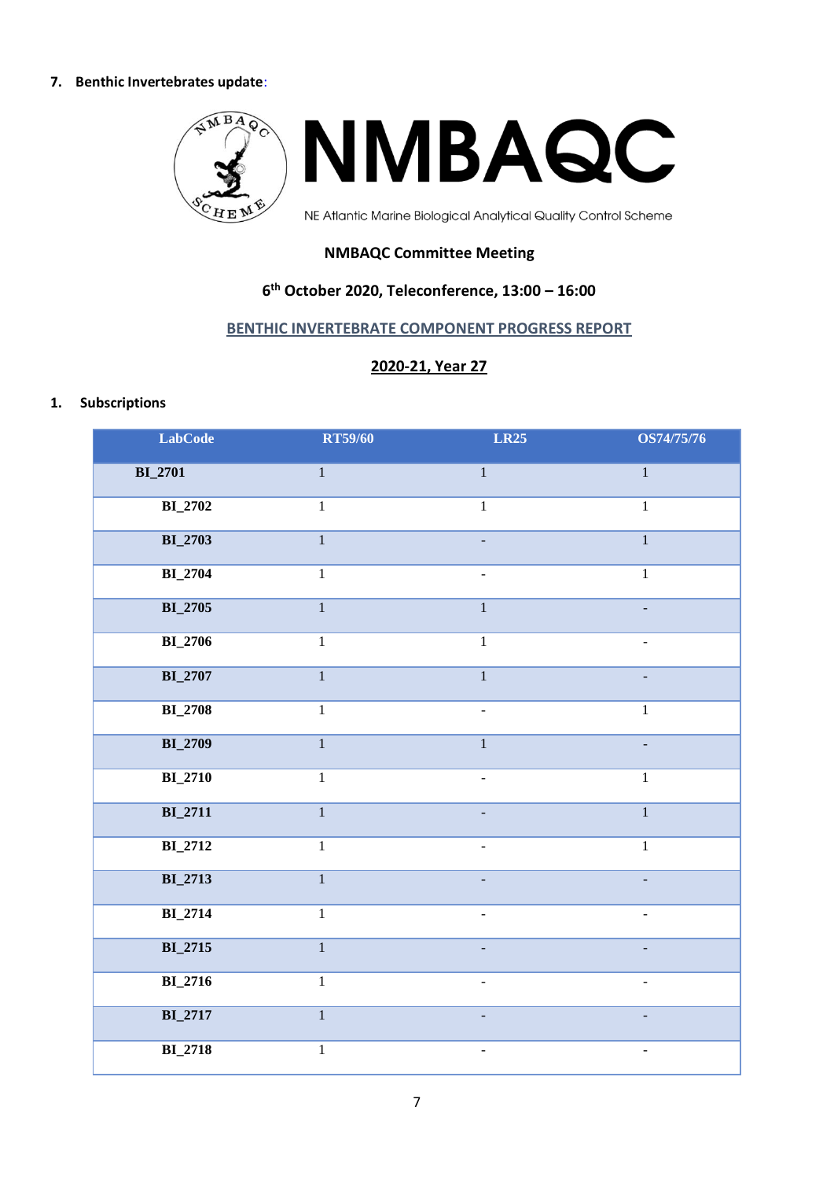7. **Benthic Invertebrates update**:

NMBAQC

NE Atlantic Marine Biological Analytical Quality Control Scheme

**NMBAQC Committee Meeting**

**6th October 2020, Teleconference, 13:00 – 16:00**

**BENTHIC INVERTEBRATE COMPONENT PROGRESS REPORT**

**2020-21, Year 27**

1. **Subscriptions**

| LabCode | RT59/60 | LR25 | OS74/75/76 |
|---|---|---|---|
| **BI_2701** | 1 | 1 | 1 |
| **BI_2702** | 1 | 1 | 1 |
| **BI_2703** | 1 | - | 1 |
| **BI_2704** | 1 | - | 1 |
| **BI_2705** | 1 | 1 | - |
| **BI_2706** | 1 | 1 | - |
| **BI_2707** | 1 | 1 | - |
| **BI_2708** | 1 | - | 1 |
| **BI_2709** | 1 | 1 | - |
| **BI_2710** | 1 | - | 1 |
| **BI_2711** | 1 | - | 1 |
| **BI_2712** | 1 | - | 1 |
| **BI_2713** | 1 | - | - |
| **BI_2714** | 1 | - | - |
| **BI_2715** | 1 | - | - |
| **BI_2716** | 1 | - | - |
| **BI_2717** | 1 | - | - |
| **BI_2718** | 1 | - | - |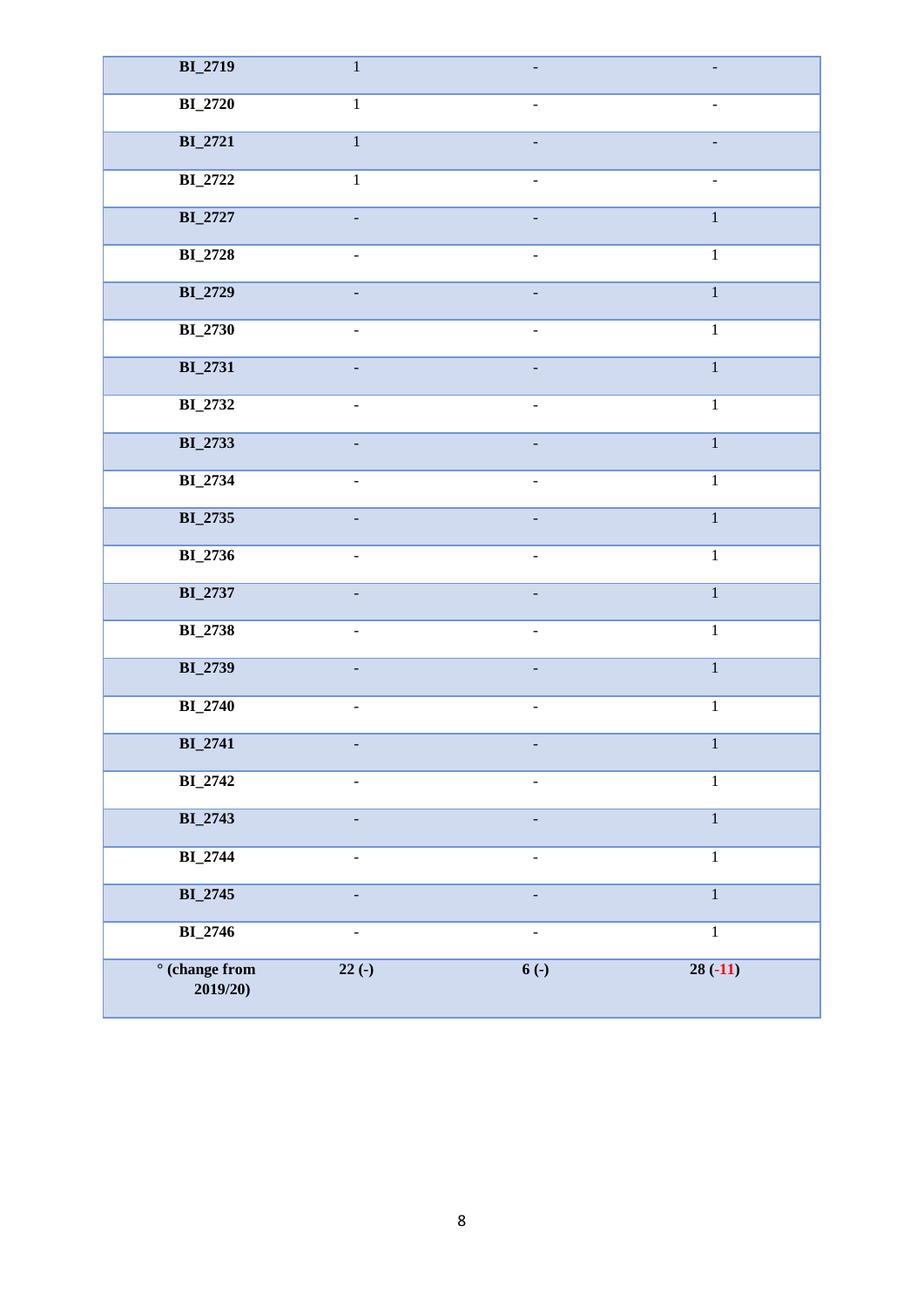| | | | |
|---|---|---|---|
| **BI_2719** | 1 | - | - |
| **BI_2720** | 1 | - | - |
| **BI_2721** | 1 | - | - |
| **BI_2722** | 1 | - | - |
| **BI_2727** | - | - | 1 |
| **BI_2728** | - | - | 1 |
| **BI_2729** | - | - | 1 |
| **BI_2730** | - | - | 1 |
| **BI_2731** | - | - | 1 |
| **BI_2732** | - | - | 1 |
| **BI_2733** | - | - | 1 |
| **BI_2734** | - | - | 1 |
| **BI_2735** | - | - | 1 |
| **BI_2736** | - | - | 1 |
| **BI_2737** | - | - | 1 |
| **BI_2738** | - | - | 1 |
| **BI_2739** | - | - | 1 |
| **BI_2740** | - | - | 1 |
| **BI_2741** | - | - | 1 |
| **BI_2742** | - | - | 1 |
| **BI_2743** | - | - | 1 |
| **BI_2744** | - | - | 1 |
| **BI_2745** | - | - | 1 |
| **BI_2746** | - | - | 1 |
| **° (change from 2019/20)** | **22 (-)** | **6 (-)** | **28 (-11)** |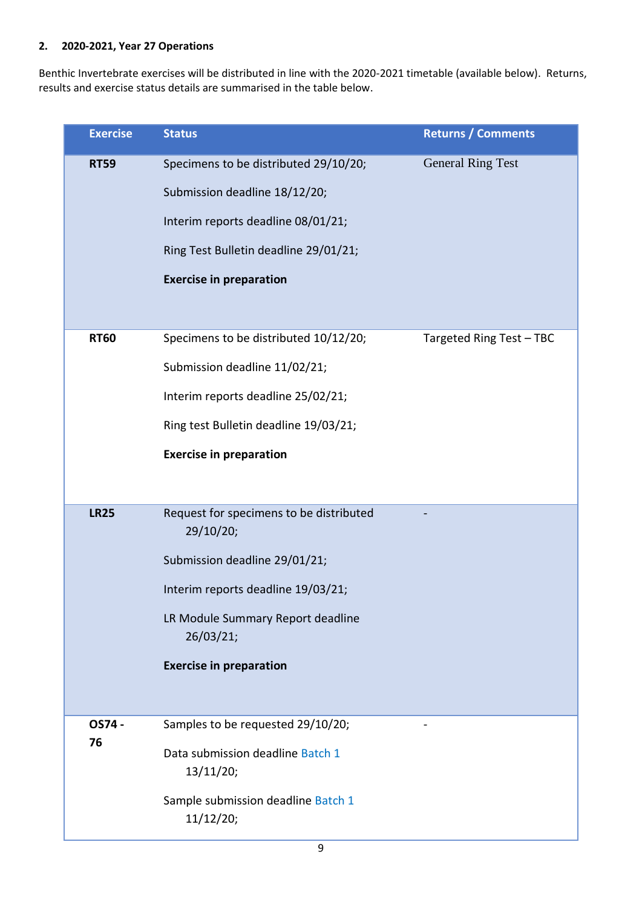## 2. 2020-2021, Year 27 Operations

Benthic Invertebrate exercises will be distributed in line with the 2020-2021 timetable (available below). Returns, results and exercise status details are summarised in the table below.

| Exercise | Status | Returns / Comments |
|---|---|---|
| **RT59** | Specimens to be distributed 29/10/20;<br><br>Submission deadline 18/12/20;<br><br>Interim reports deadline 08/01/21;<br><br>Ring Test Bulletin deadline 29/01/21;<br><br>**Exercise in preparation** | General Ring Test |
| **RT60** | Specimens to be distributed 10/12/20;<br><br>Submission deadline 11/02/21;<br><br>Interim reports deadline 25/02/21;<br><br>Ring test Bulletin deadline 19/03/21;<br><br>**Exercise in preparation** | Targeted Ring Test – TBC |
| **LR25** | Request for specimens to be distributed 29/10/20;<br><br>Submission deadline 29/01/21;<br><br>Interim reports deadline 19/03/21;<br><br>LR Module Summary Report deadline 26/03/21;<br><br>**Exercise in preparation** | - |
| **OS74 - 76** | Samples to be requested 29/10/20;<br><br>Data submission deadline Batch 1 13/11/20;<br><br>Sample submission deadline Batch 1 11/12/20; | - |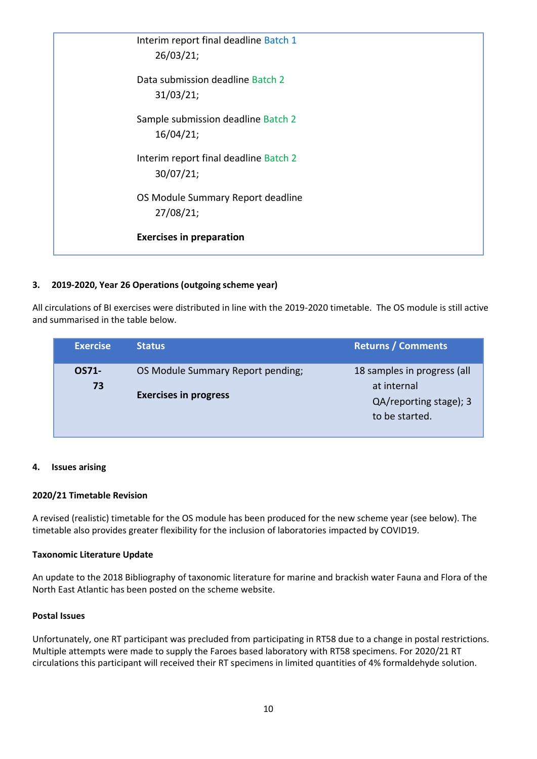| |
|---|
| Interim report final deadline Batch 1<br>26/03/21;<br><br>Data submission deadline Batch 2<br>31/03/21;<br><br>Sample submission deadline Batch 2<br>16/04/21;<br><br>Interim report final deadline Batch 2<br>30/07/21;<br><br>OS Module Summary Report deadline<br>27/08/21;<br><br>**Exercises in preparation** |

### 3. 2019-2020, Year 26 Operations (outgoing scheme year)

All circulations of BI exercises were distributed in line with the 2019-2020 timetable. The OS module is still active and summarised in the table below.

| Exercise | Status | Returns / Comments |
|---|---|---|
| **OS71-73** | OS Module Summary Report pending;<br>**Exercises in progress** | 18 samples in progress (all at internal QA/reporting stage); 3 to be started. |

### 4. Issues arising

**2020/21 Timetable Revision**

A revised (realistic) timetable for the OS module has been produced for the new scheme year (see below). The timetable also provides greater flexibility for the inclusion of laboratories impacted by COVID19.

**Taxonomic Literature Update**

An update to the 2018 Bibliography of taxonomic literature for marine and brackish water Fauna and Flora of the North East Atlantic has been posted on the scheme website.

**Postal Issues**

Unfortunately, one RT participant was precluded from participating in RT58 due to a change in postal restrictions. Multiple attempts were made to supply the Faroes based laboratory with RT58 specimens. For 2020/21 RT circulations this participant will received their RT specimens in limited quantities of 4% formaldehyde solution.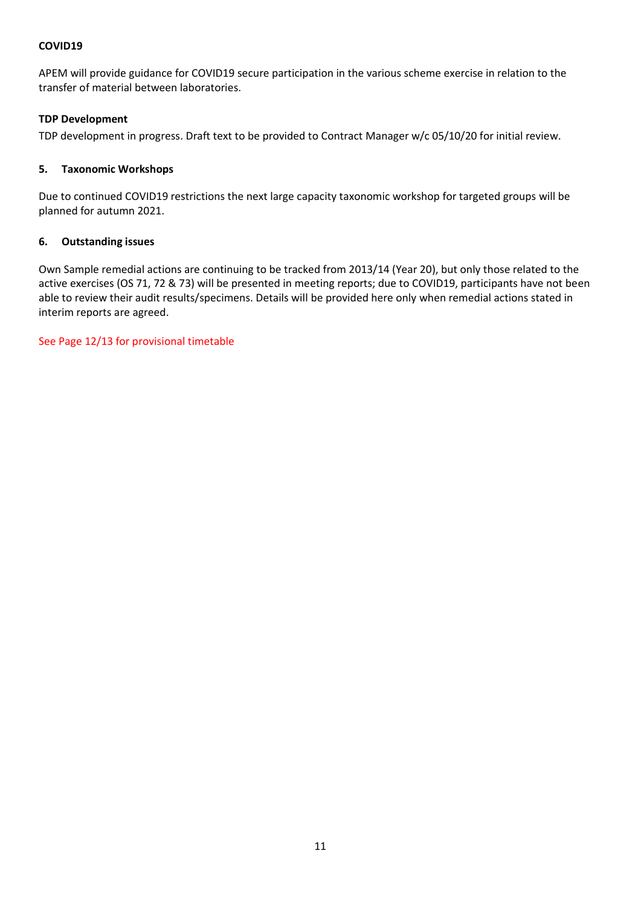**COVID19**

APEM will provide guidance for COVID19 secure participation in the various scheme exercise in relation to the transfer of material between laboratories.

**TDP Development**

TDP development in progress. Draft text to be provided to Contract Manager w/c 05/10/20 for initial review.

## 5. Taxonomic Workshops

Due to continued COVID19 restrictions the next large capacity taxonomic workshop for targeted groups will be planned for autumn 2021.

## 6. Outstanding issues

Own Sample remedial actions are continuing to be tracked from 2013/14 (Year 20), but only those related to the active exercises (OS 71, 72 & 73) will be presented in meeting reports; due to COVID19, participants have not been able to review their audit results/specimens. Details will be provided here only when remedial actions stated in interim reports are agreed.

See Page 12/13 for provisional timetable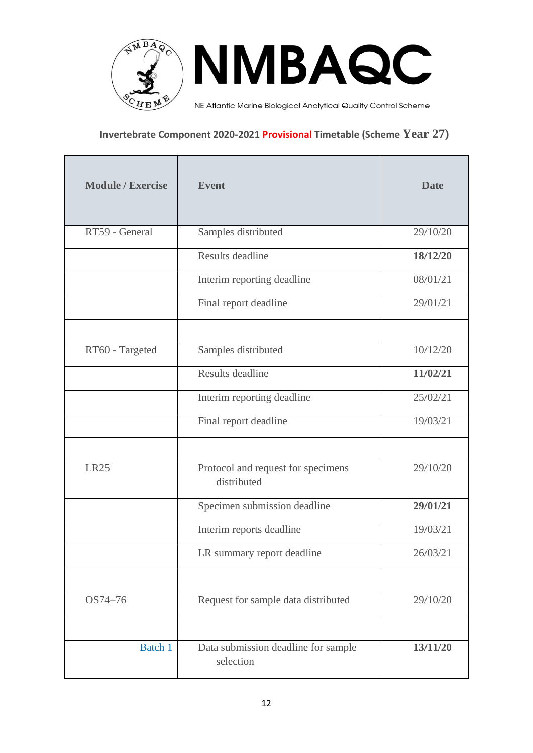# NMBAQC

NE Atlantic Marine Biological Analytical Quality Control Scheme

## Invertebrate Component 2020-2021 Provisional Timetable (Scheme Year 27)

| Module / Exercise | Event | Date |
|---|---|---|
| RT59 - General | Samples distributed | 29/10/20 |
| | Results deadline | **18/12/20** |
| | Interim reporting deadline | 08/01/21 |
| | Final report deadline | 29/01/21 |
| | | |
| RT60 - Targeted | Samples distributed | 10/12/20 |
| | Results deadline | **11/02/21** |
| | Interim reporting deadline | 25/02/21 |
| | Final report deadline | 19/03/21 |
| | | |
| LR25 | Protocol and request for specimens distributed | 29/10/20 |
| | Specimen submission deadline | **29/01/21** |
| | Interim reports deadline | 19/03/21 |
| | LR summary report deadline | 26/03/21 |
| | | |
| OS74–76 | Request for sample data distributed | 29/10/20 |
| | | |
| Batch 1 | Data submission deadline for sample selection | **13/11/20** |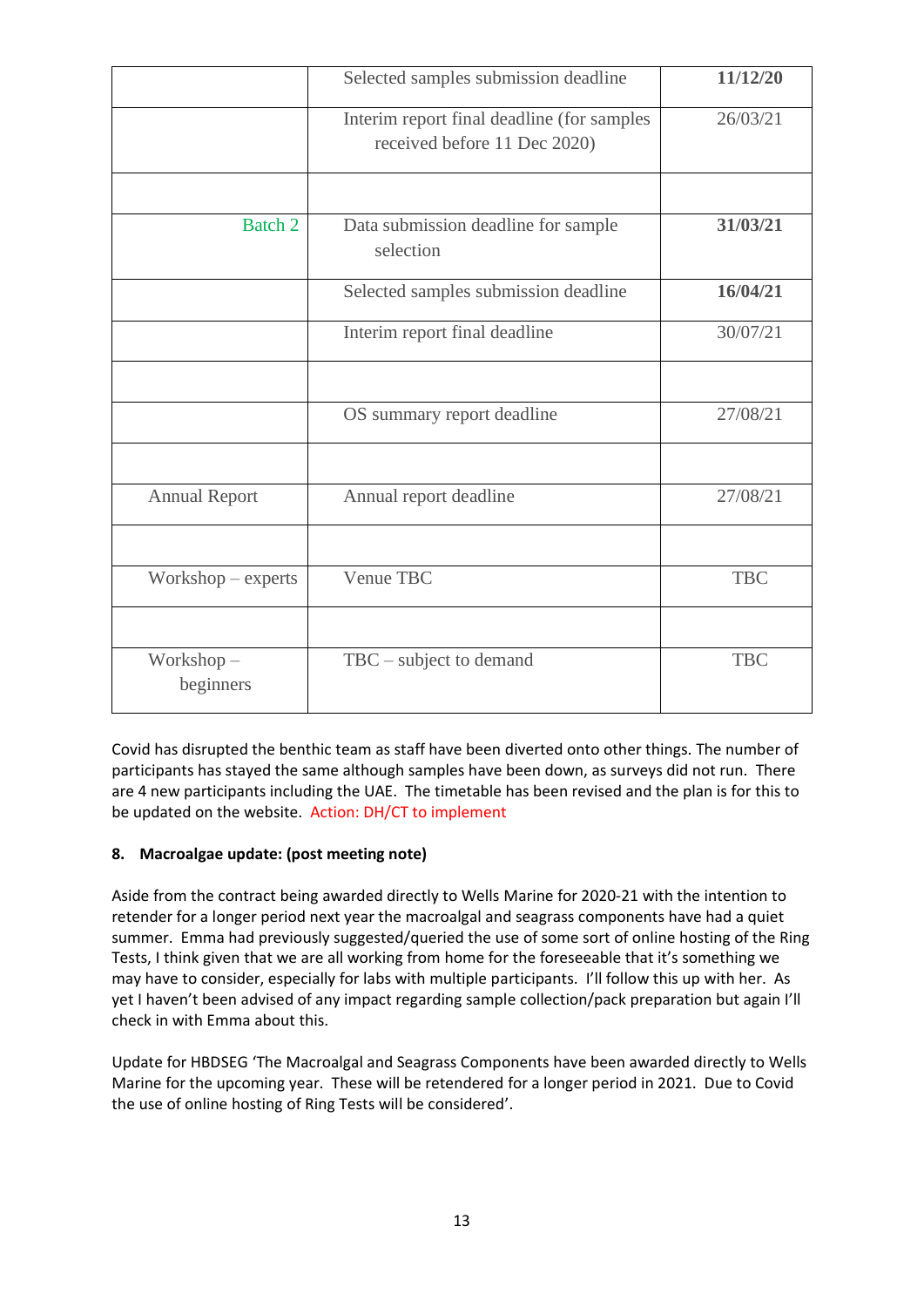| | | |
|---|---|---|
| | Selected samples submission deadline | **11/12/20** |
| | Interim report final deadline (for samples received before 11 Dec 2020) | 26/03/21 |
| | | |
| Batch 2 | Data submission deadline for sample selection | **31/03/21** |
| | Selected samples submission deadline | **16/04/21** |
| | Interim report final deadline | 30/07/21 |
| | | |
| | OS summary report deadline | 27/08/21 |
| | | |
| Annual Report | Annual report deadline | 27/08/21 |
| | | |
| Workshop – experts | Venue TBC | TBC |
| | | |
| Workshop – beginners | TBC – subject to demand | TBC |

Covid has disrupted the benthic team as staff have been diverted onto other things. The number of participants has stayed the same although samples have been down, as surveys did not run. There are 4 new participants including the UAE. The timetable has been revised and the plan is for this to be updated on the website. Action: DH/CT to implement

**8. Macroalgae update: (post meeting note)**

Aside from the contract being awarded directly to Wells Marine for 2020-21 with the intention to retender for a longer period next year the macroalgal and seagrass components have had a quiet summer. Emma had previously suggested/queried the use of some sort of online hosting of the Ring Tests, I think given that we are all working from home for the foreseeable that it's something we may have to consider, especially for labs with multiple participants. I'll follow this up with her. As yet I haven't been advised of any impact regarding sample collection/pack preparation but again I'll check in with Emma about this.

Update for HBDSEG 'The Macroalgal and Seagrass Components have been awarded directly to Wells Marine for the upcoming year. These will be retendered for a longer period in 2021. Due to Covid the use of online hosting of Ring Tests will be considered'.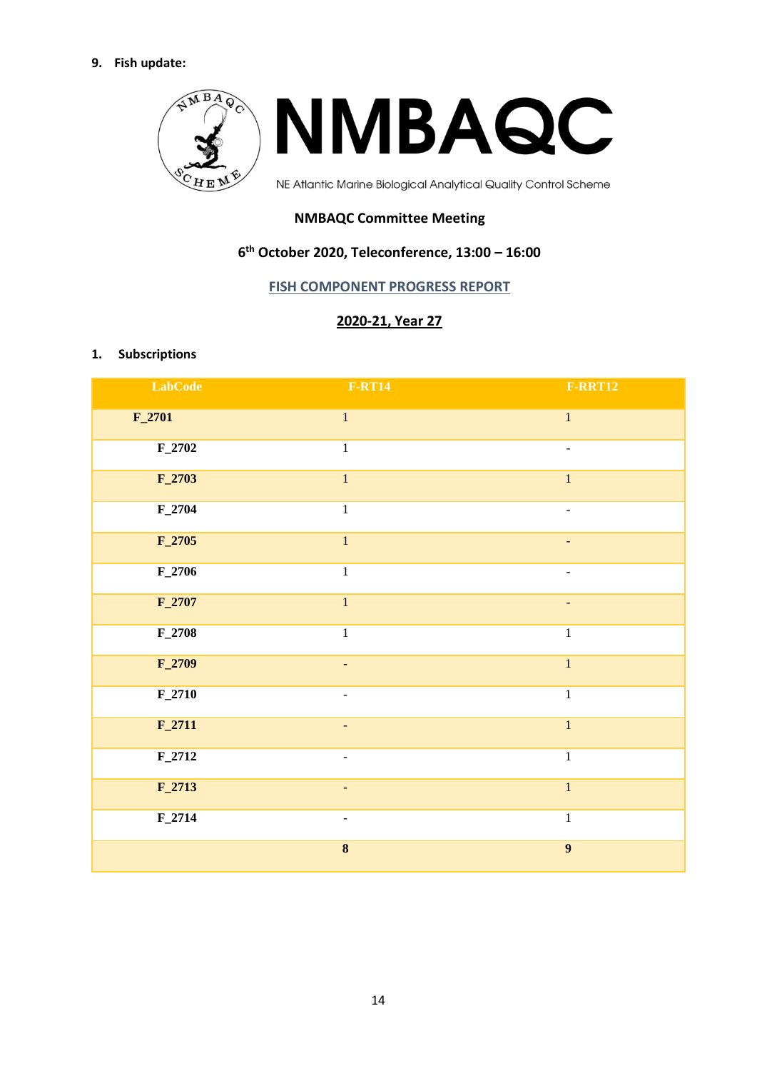## 9. Fish update:

NMBAQC

NE Atlantic Marine Biological Analytical Quality Control Scheme

**NMBAQC Committee Meeting**

**6th October 2020, Teleconference, 13:00 – 16:00**

**FISH COMPONENT PROGRESS REPORT**

**2020-21, Year 27**

### 1. Subscriptions

| LabCode | F-RT14 | F-RRT12 |
|---|---|---|
| **F_2701** | 1 | 1 |
| **F_2702** | 1 | - |
| **F_2703** | 1 | 1 |
| **F_2704** | 1 | - |
| **F_2705** | 1 | - |
| **F_2706** | 1 | - |
| **F_2707** | 1 | - |
| **F_2708** | 1 | 1 |
| **F_2709** | - | 1 |
| **F_2710** | - | 1 |
| **F_2711** | - | 1 |
| **F_2712** | - | 1 |
| **F_2713** | - | 1 |
| **F_2714** | - | 1 |
| | **8** | **9** |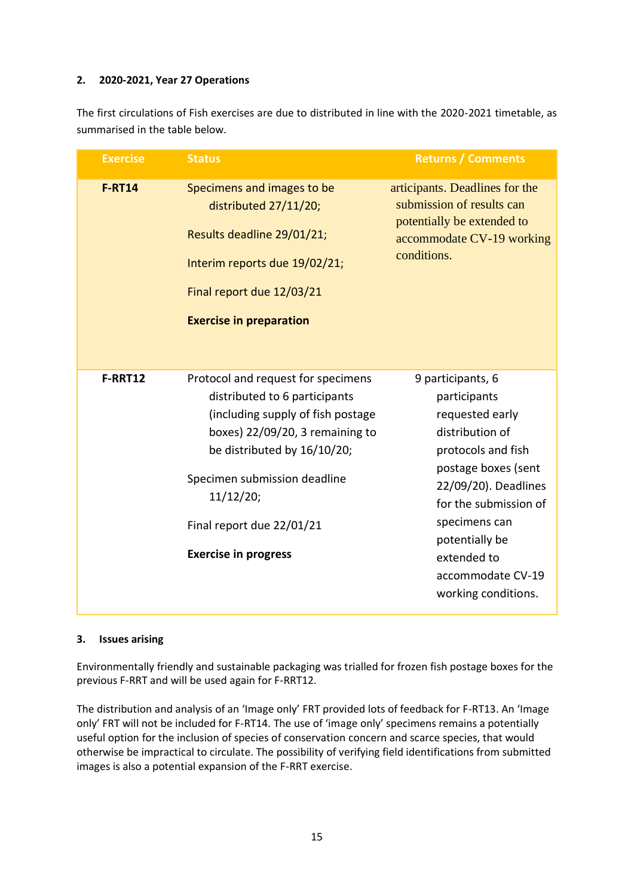**2. 2020-2021, Year 27 Operations**

The first circulations of Fish exercises are due to distributed in line with the 2020-2021 timetable, as summarised in the table below.

| Exercise | Status | Returns / Comments |
|---|---|---|
| **F-RT14** | Specimens and images to be distributed 27/11/20;<br><br>Results deadline 29/01/21;<br><br>Interim reports due 19/02/21;<br><br>Final report due 12/03/21<br><br>**Exercise in preparation** | articipants. Deadlines for the submission of results can potentially be extended to accommodate CV-19 working conditions. |
| **F-RRT12** | Protocol and request for specimens distributed to 6 participants (including supply of fish postage boxes) 22/09/20, 3 remaining to be distributed by 16/10/20;<br><br>Specimen submission deadline 11/12/20;<br><br>Final report due 22/01/21<br><br>**Exercise in progress** | 9 participants, 6 participants requested early distribution of protocols and fish postage boxes (sent 22/09/20). Deadlines for the submission of specimens can potentially be extended to accommodate CV-19 working conditions. |

**3. Issues arising**

Environmentally friendly and sustainable packaging was trialled for frozen fish postage boxes for the previous F-RRT and will be used again for F-RRT12.

The distribution and analysis of an 'Image only' FRT provided lots of feedback for F-RT13. An 'Image only' FRT will not be included for F-RT14. The use of 'image only' specimens remains a potentially useful option for the inclusion of species of conservation concern and scarce species, that would otherwise be impractical to circulate. The possibility of verifying field identifications from submitted images is also a potential expansion of the F-RRT exercise.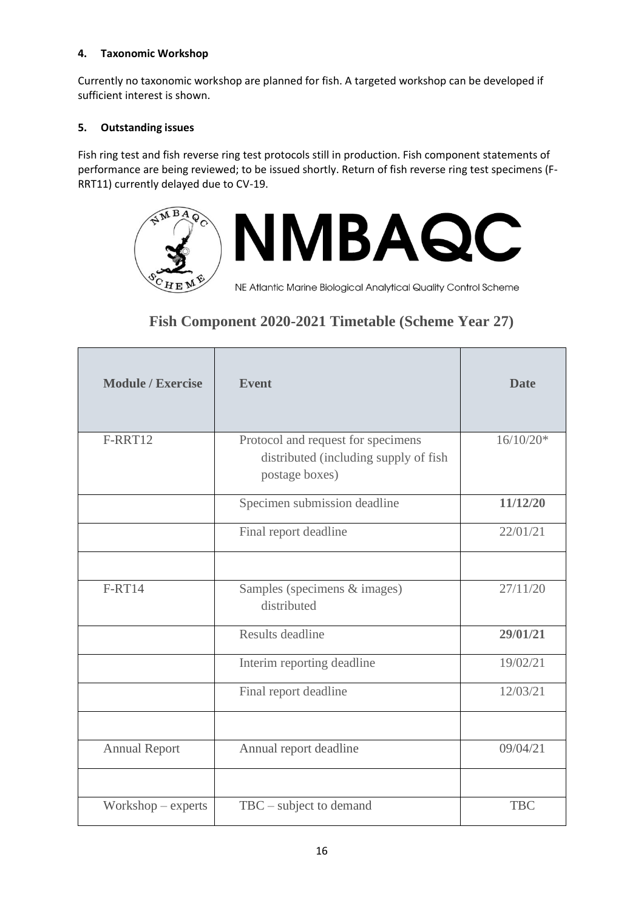### 4. Taxonomic Workshop

Currently no taxonomic workshop are planned for fish. A targeted workshop can be developed if sufficient interest is shown.

### 5. Outstanding issues

Fish ring test and fish reverse ring test protocols still in production. Fish component statements of performance are being reviewed; to be issued shortly. Return of fish reverse ring test specimens (F-RRT11) currently delayed due to CV-19.

NMBAQC

NE Atlantic Marine Biological Analytical Quality Control Scheme

## Fish Component 2020-2021 Timetable (Scheme Year 27)

| Module / Exercise | Event | Date |
|---|---|---|
| F-RRT12 | Protocol and request for specimens distributed (including supply of fish postage boxes) | 16/10/20* |
| | Specimen submission deadline | **11/12/20** |
| | Final report deadline | 22/01/21 |
| | | |
| F-RT14 | Samples (specimens & images) distributed | 27/11/20 |
| | Results deadline | **29/01/21** |
| | Interim reporting deadline | 19/02/21 |
| | Final report deadline | 12/03/21 |
| | | |
| Annual Report | Annual report deadline | 09/04/21 |
| | | |
| Workshop – experts | TBC – subject to demand | TBC |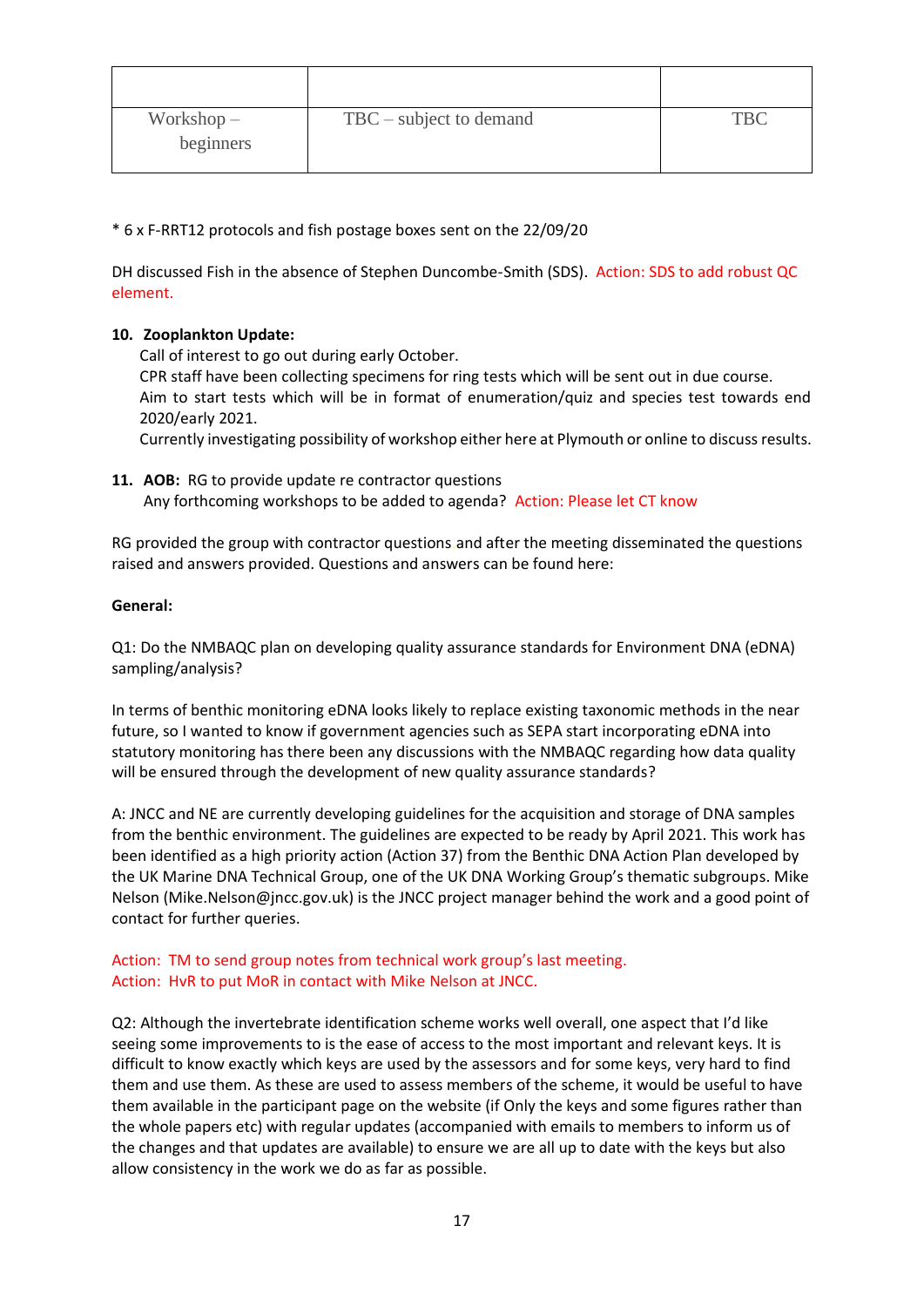| | | |
|---|---|---|
| | | |
| Workshop – beginners | TBC – subject to demand | TBC |

* 6 x F-RRT12 protocols and fish postage boxes sent on the 22/09/20

DH discussed Fish in the absence of Stephen Duncombe-Smith (SDS). Action: SDS to add robust QC element.

**10. Zooplankton Update:**

Call of interest to go out during early October.
CPR staff have been collecting specimens for ring tests which will be sent out in due course.
Aim to start tests which will be in format of enumeration/quiz and species test towards end 2020/early 2021.
Currently investigating possibility of workshop either here at Plymouth or online to discuss results.

**11. AOB:** RG to provide update re contractor questions
Any forthcoming workshops to be added to agenda? Action: Please let CT know

RG provided the group with contractor questions and after the meeting disseminated the questions raised and answers provided. Questions and answers can be found here:

**General:**

Q1: Do the NMBAQC plan on developing quality assurance standards for Environment DNA (eDNA) sampling/analysis?

In terms of benthic monitoring eDNA looks likely to replace existing taxonomic methods in the near future, so I wanted to know if government agencies such as SEPA start incorporating eDNA into statutory monitoring has there been any discussions with the NMBAQC regarding how data quality will be ensured through the development of new quality assurance standards?

A: JNCC and NE are currently developing guidelines for the acquisition and storage of DNA samples from the benthic environment. The guidelines are expected to be ready by April 2021. This work has been identified as a high priority action (Action 37) from the Benthic DNA Action Plan developed by the UK Marine DNA Technical Group, one of the UK DNA Working Group's thematic subgroups. Mike Nelson (Mike.Nelson@jncc.gov.uk) is the JNCC project manager behind the work and a good point of contact for further queries.

Action: TM to send group notes from technical work group's last meeting.
Action: HvR to put MoR in contact with Mike Nelson at JNCC.

Q2: Although the invertebrate identification scheme works well overall, one aspect that I'd like seeing some improvements to is the ease of access to the most important and relevant keys. It is difficult to know exactly which keys are used by the assessors and for some keys, very hard to find them and use them. As these are used to assess members of the scheme, it would be useful to have them available in the participant page on the website (if Only the keys and some figures rather than the whole papers etc) with regular updates (accompanied with emails to members to inform us of the changes and that updates are available) to ensure we are all up to date with the keys but also allow consistency in the work we do as far as possible.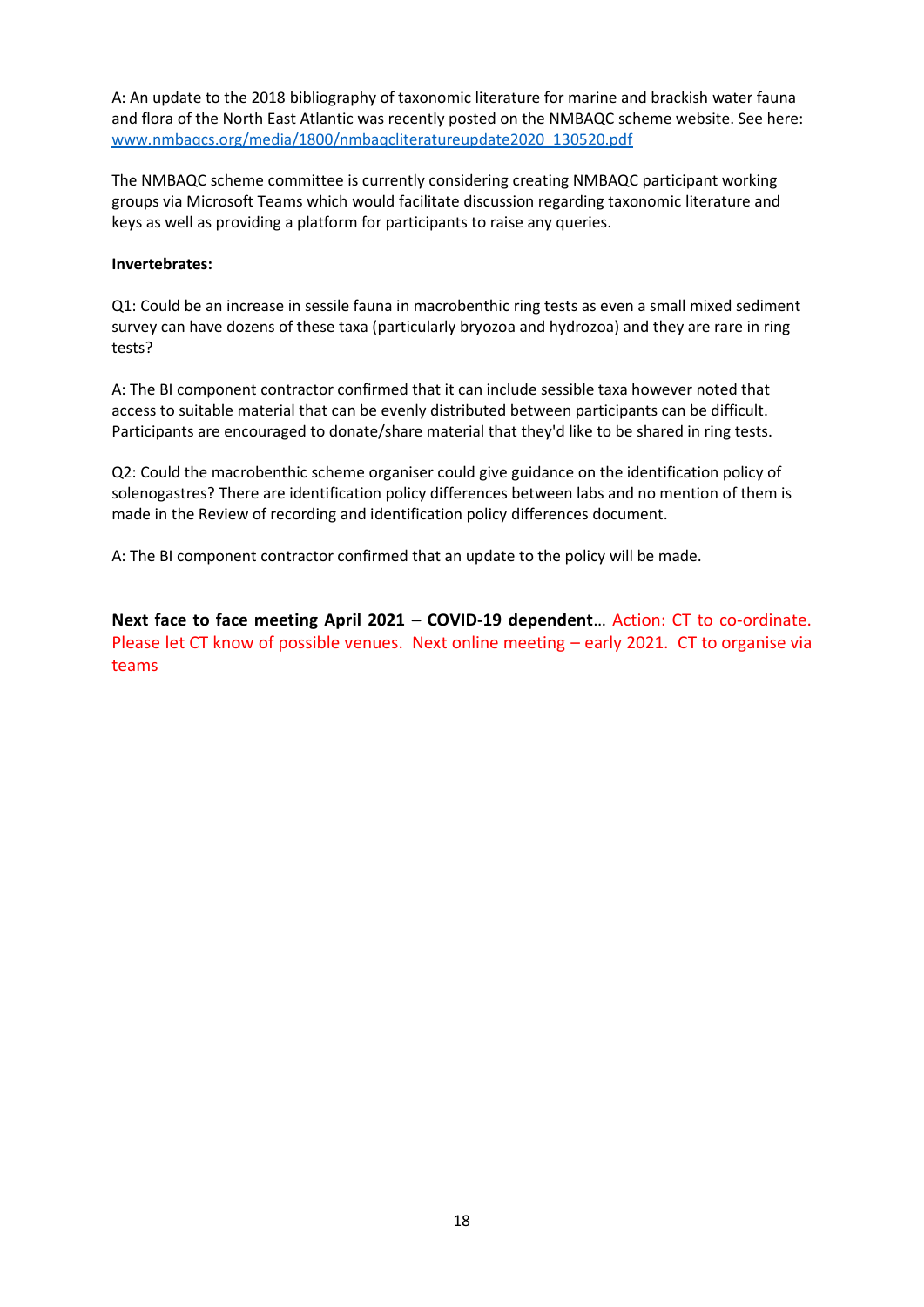A: An update to the 2018 bibliography of taxonomic literature for marine and brackish water fauna and flora of the North East Atlantic was recently posted on the NMBAQC scheme website. See here: [www.nmbaqcs.org/media/1800/nmbaqcliteratureupdate2020_130520.pdf](www.nmbaqcs.org/media/1800/nmbaqcliteratureupdate2020_130520.pdf)

The NMBAQC scheme committee is currently considering creating NMBAQC participant working groups via Microsoft Teams which would facilitate discussion regarding taxonomic literature and keys as well as providing a platform for participants to raise any queries.

**Invertebrates:**

Q1: Could be an increase in sessile fauna in macrobenthic ring tests as even a small mixed sediment survey can have dozens of these taxa (particularly bryozoa and hydrozoa) and they are rare in ring tests?

A: The BI component contractor confirmed that it can include sessible taxa however noted that access to suitable material that can be evenly distributed between participants can be difficult. Participants are encouraged to donate/share material that they'd like to be shared in ring tests.

Q2: Could the macrobenthic scheme organiser could give guidance on the identification policy of solenogastres? There are identification policy differences between labs and no mention of them is made in the Review of recording and identification policy differences document.

A: The BI component contractor confirmed that an update to the policy will be made.

**Next face to face meeting April 2021 – COVID-19 dependent**… Action: CT to co-ordinate. Please let CT know of possible venues. Next online meeting – early 2021. CT to organise via teams